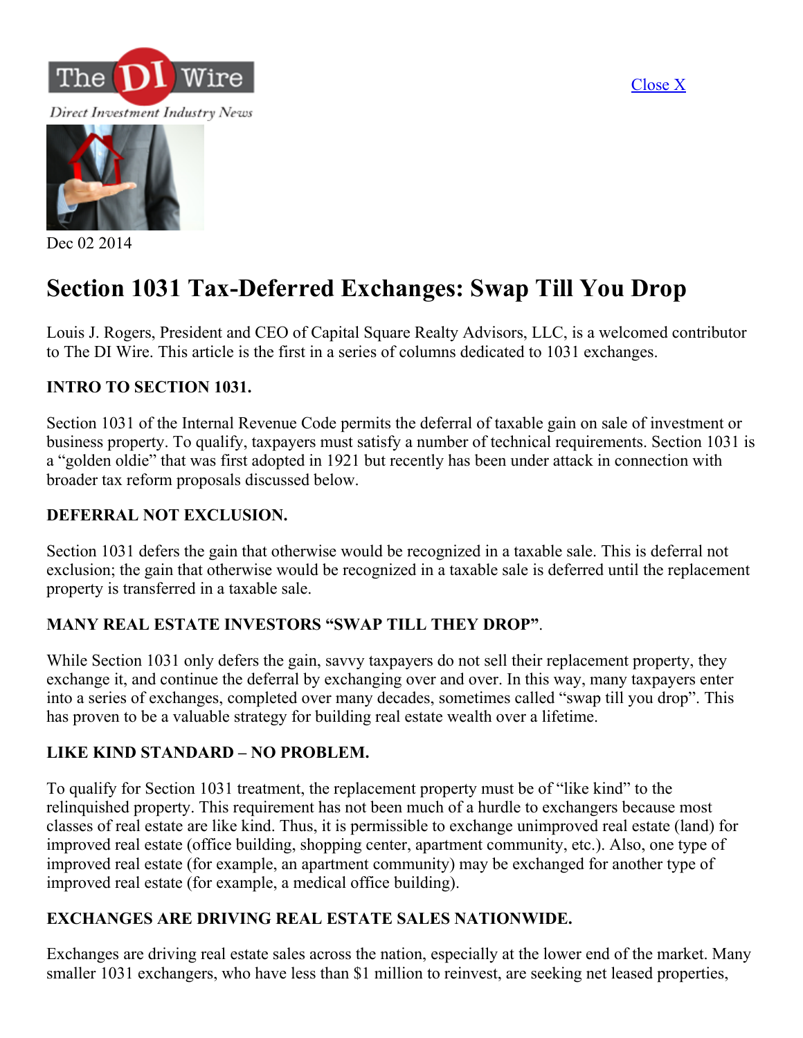Close X

Dec 02 2014

# Section 1031 Tax-Deferred Exchanges: Swap Till You Drop

Louis J. Rogers, President and CEO of Capital Square Realty Advisors, LLC, is a welcomed contributor to The DI Wire. This article is the first in a series of columns dedicated to 1031 exchanges.

**INTRO TO SECTION 1031.**

Section 1031 of the Internal Revenue Code permits the deferral of taxable gain on sale of investment or business property. To qualify, taxpayers must satisfy a number of technical requirements. Section 1031 is a "golden oldie" that was first adopted in 1921 but recently has been under attack in connection with broader tax reform proposals discussed below.

**DEFERRAL NOT EXCLUSION.**

Section 1031 defers the gain that otherwise would be recognized in a taxable sale. This is deferral not exclusion; the gain that otherwise would be recognized in a taxable sale is deferred until the replacement property is transferred in a taxable sale.

**MANY REAL ESTATE INVESTORS "SWAP TILL THEY DROP"**.

While Section 1031 only defers the gain, savvy taxpayers do not sell their replacement property, they exchange it, and continue the deferral by exchanging over and over. In this way, many taxpayers enter into a series of exchanges, completed over many decades, sometimes called "swap till you drop". This has proven to be a valuable strategy for building real estate wealth over a lifetime.

**LIKE KIND STANDARD – NO PROBLEM.**

To qualify for Section 1031 treatment, the replacement property must be of "like kind" to the relinquished property. This requirement has not been much of a hurdle to exchangers because most classes of real estate are like kind. Thus, it is permissible to exchange unimproved real estate (land) for improved real estate (office building, shopping center, apartment community, etc.). Also, one type of improved real estate (for example, an apartment community) may be exchanged for another type of improved real estate (for example, a medical office building).

**EXCHANGES ARE DRIVING REAL ESTATE SALES NATIONWIDE.**

Exchanges are driving real estate sales across the nation, especially at the lower end of the market. Many smaller 1031 exchangers, who have less than $1 million to reinvest, are seeking net leased properties,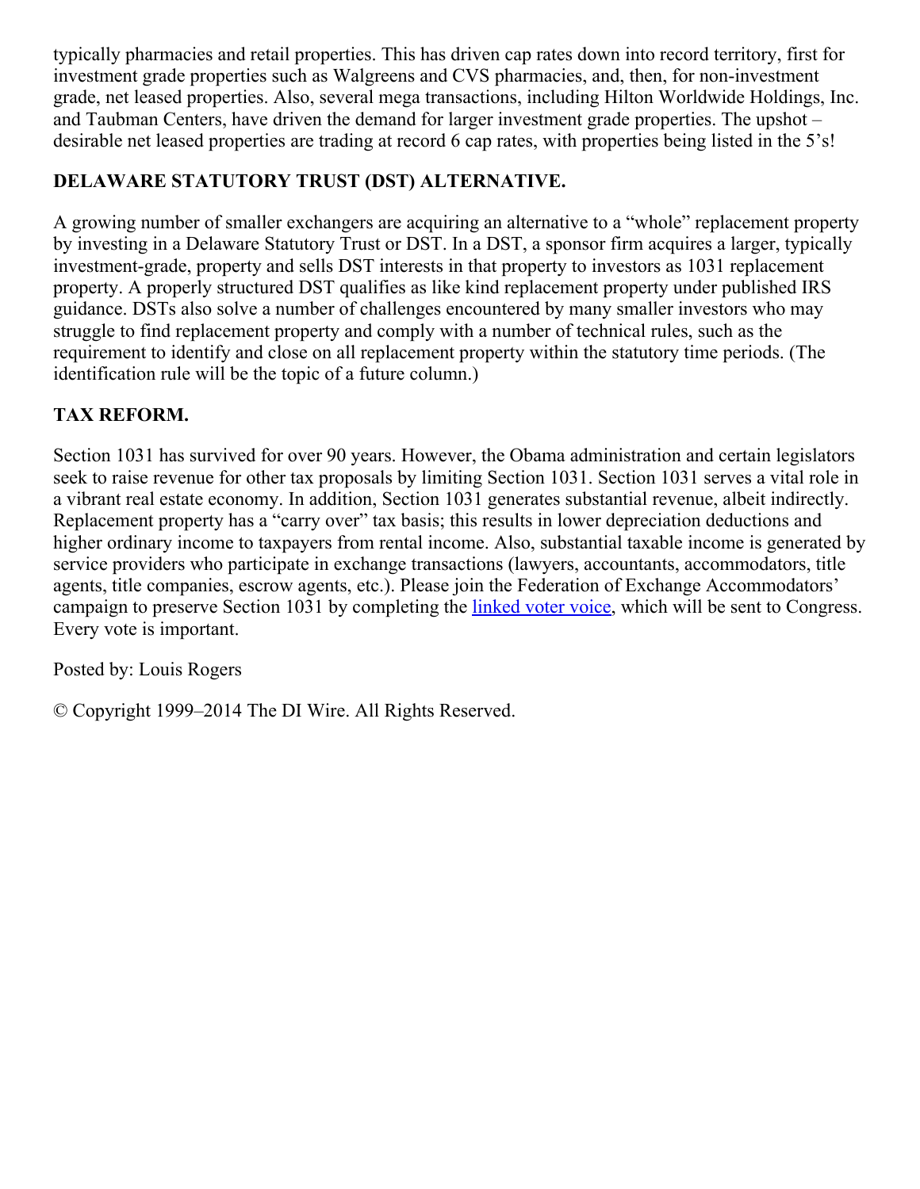typically pharmacies and retail properties. This has driven cap rates down into record territory, first for investment grade properties such as Walgreens and CVS pharmacies, and, then, for non-investment grade, net leased properties. Also, several mega transactions, including Hilton Worldwide Holdings, Inc. and Taubman Centers, have driven the demand for larger investment grade properties. The upshot – desirable net leased properties are trading at record 6 cap rates, with properties being listed in the 5's!

**DELAWARE STATUTORY TRUST (DST) ALTERNATIVE.**

A growing number of smaller exchangers are acquiring an alternative to a "whole" replacement property by investing in a Delaware Statutory Trust or DST. In a DST, a sponsor firm acquires a larger, typically investment-grade, property and sells DST interests in that property to investors as 1031 replacement property. A properly structured DST qualifies as like kind replacement property under published IRS guidance. DSTs also solve a number of challenges encountered by many smaller investors who may struggle to find replacement property and comply with a number of technical rules, such as the requirement to identify and close on all replacement property within the statutory time periods. (The identification rule will be the topic of a future column.)

**TAX REFORM.**

Section 1031 has survived for over 90 years. However, the Obama administration and certain legislators seek to raise revenue for other tax proposals by limiting Section 1031. Section 1031 serves a vital role in a vibrant real estate economy. In addition, Section 1031 generates substantial revenue, albeit indirectly. Replacement property has a "carry over" tax basis; this results in lower depreciation deductions and higher ordinary income to taxpayers from rental income. Also, substantial taxable income is generated by service providers who participate in exchange transactions (lawyers, accountants, accommodators, title agents, title companies, escrow agents, etc.). Please join the Federation of Exchange Accommodators' campaign to preserve Section 1031 by completing the linked voter voice, which will be sent to Congress. Every vote is important.

Posted by: Louis Rogers

© Copyright 1999–2014 The DI Wire. All Rights Reserved.